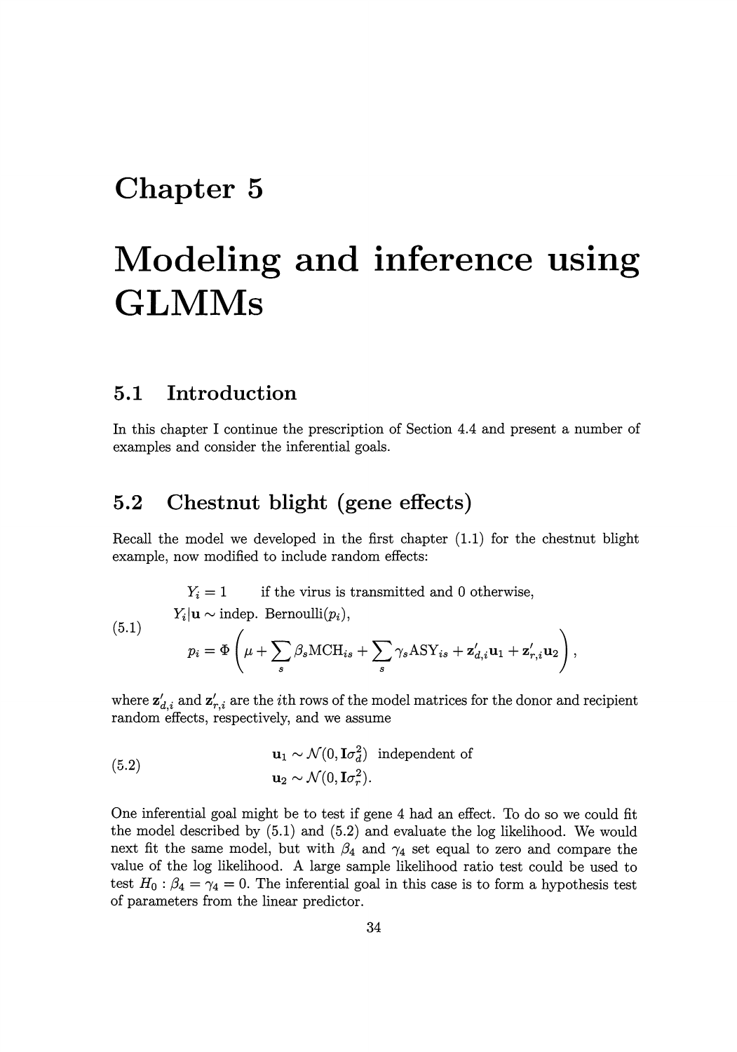# Chapter 5

# Modeling and inference using GLMMs

## 5.1 Introduction

In this chapter I continue the prescription of Section 4.4 and present a number of examples and consider the inferential goals.

## 5.2 Chestnut blight (gene effects)

Recall the model we developed in the first chapter (1.1) for the chestnut blight example, now modified to include random effects:

$$
\begin{aligned}
&Y_i = 1 \quad \text{if the virus is transmitted and 0 otherwise,} \\
&Y_i|\mathbf{u} \sim \text{indep. Bernoulli}(p_i), \\
&p_i = \Phi\left(\mu + \sum_s \beta_s \text{MCH}_{is} + \sum_s \gamma_s \text{ASY}_{is} + \mathbf{z}'_{d,i}\mathbf{u}_1 + \mathbf{z}'_{r,i}\mathbf{u}_2\right),
\end{aligned}
\tag{5.1}
$$

where $\mathbf{z}'_{d,i}$ and $\mathbf{z}'_{r,i}$ are the $i$th rows of the model matrices for the donor and recipient random effects, respectively, and we assume

$$
\begin{aligned}
&\mathbf{u}_1 \sim \mathcal{N}(0, \mathbf{I}\sigma_d^2) \quad \text{independent of} \\
&\mathbf{u}_2 \sim \mathcal{N}(0, \mathbf{I}\sigma_r^2).
\end{aligned}
\tag{5.2}
$$

One inferential goal might be to test if gene 4 had an effect. To do so we could fit the model described by (5.1) and (5.2) and evaluate the log likelihood. We would next fit the same model, but with $\beta_4$ and $\gamma_4$ set equal to zero and compare the value of the log likelihood. A large sample likelihood ratio test could be used to test $H_0 : \beta_4 = \gamma_4 = 0$. The inferential goal in this case is to form a hypothesis test of parameters from the linear predictor.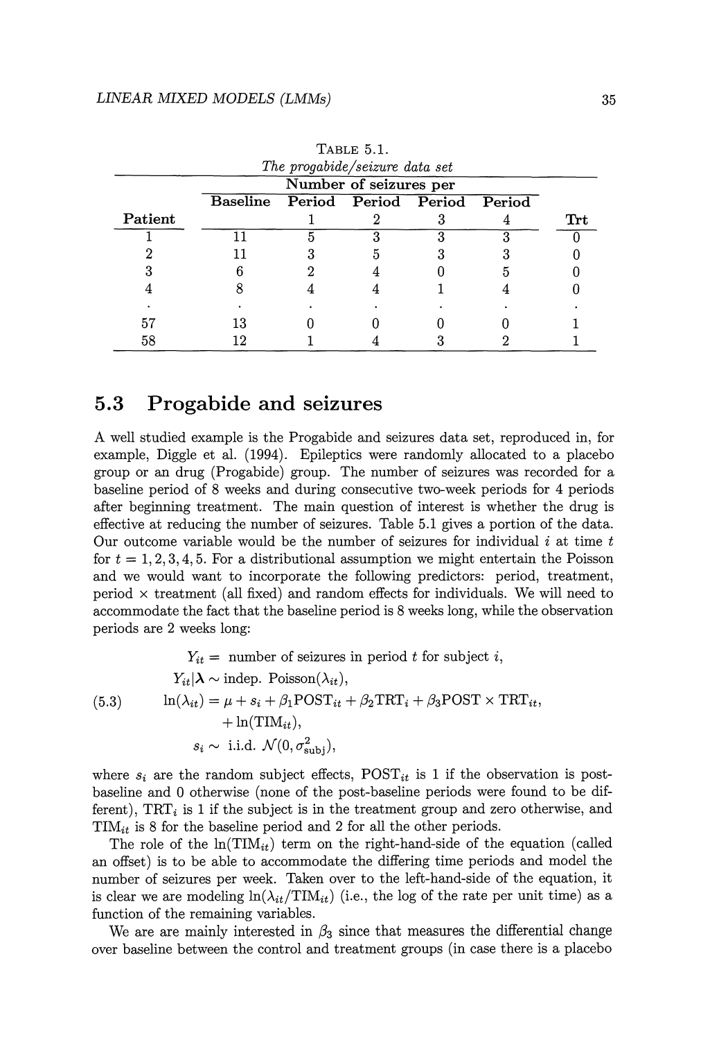TABLE 5.1.
*The progabide/seizure data set*

| | Number of seizures per | | | | | |
|---|---|---|---|---|---|---|
| | Baseline | Period | Period | Period | Period | |
| Patient | | 1 | 2 | 3 | 4 | Trt |
| 1 | 11 | 5 | 3 | 3 | 3 | 0 |
| 2 | 11 | 3 | 5 | 3 | 3 | 0 |
| 3 | 6 | 2 | 4 | 0 | 5 | 0 |
| 4 | 8 | 4 | 4 | 1 | 4 | 0 |
| . | . | . | . | . | . | . |
| 57 | 13 | 0 | 0 | 0 | 0 | 1 |
| 58 | 12 | 1 | 4 | 3 | 2 | 1 |

## 5.3 Progabide and seizures

A well studied example is the Progabide and seizures data set, reproduced in, for example, Diggle et al. (1994). Epileptics were randomly allocated to a placebo group or an drug (Progabide) group. The number of seizures was recorded for a baseline period of 8 weeks and during consecutive two-week periods for 4 periods after beginning treatment. The main question of interest is whether the drug is effective at reducing the number of seizures. Table 5.1 gives a portion of the data. Our outcome variable would be the number of seizures for individual $i$ at time $t$ for $t = 1, 2, 3, 4, 5$. For a distributional assumption we might entertain the Poisson and we would want to incorporate the following predictors: period, treatment, period × treatment (all fixed) and random effects for individuals. We will need to accommodate the fact that the baseline period is 8 weeks long, while the observation periods are 2 weeks long:

$$
\begin{aligned}
Y_{it} &= \text{ number of seizures in period } t \text{ for subject } i, \\
Y_{it}|\boldsymbol{\lambda} &\sim \text{indep. Poisson}(\lambda_{it}), \\
\ln(\lambda_{it}) &= \mu + s_i + \beta_1 \text{POST}_{it} + \beta_2 \text{TRT}_i + \beta_3 \text{POST} \times \text{TRT}_{it}, \\
&\quad + \ln(\text{TIM}_{it}), \\
s_i &\sim \text{ i.i.d. } \mathcal{N}(0, \sigma^2_{\text{subj}}),
\end{aligned} \tag{5.3}
$$

where $s_i$ are the random subject effects, $\text{POST}_{it}$ is 1 if the observation is post-baseline and 0 otherwise (none of the post-baseline periods were found to be different), $\text{TRT}_i$ is 1 if the subject is in the treatment group and zero otherwise, and $\text{TIM}_{it}$ is 8 for the baseline period and 2 for all the other periods.

The role of the $\ln(\text{TIM}_{it})$ term on the right-hand-side of the equation (called an offset) is to be able to accommodate the differing time periods and model the number of seizures per week. Taken over to the left-hand-side of the equation, it is clear we are modeling $\ln(\lambda_{it}/\text{TIM}_{it})$ (i.e., the log of the rate per unit time) as a function of the remaining variables.

We are are mainly interested in $\beta_3$ since that measures the differential change over baseline between the control and treatment groups (in case there is a placebo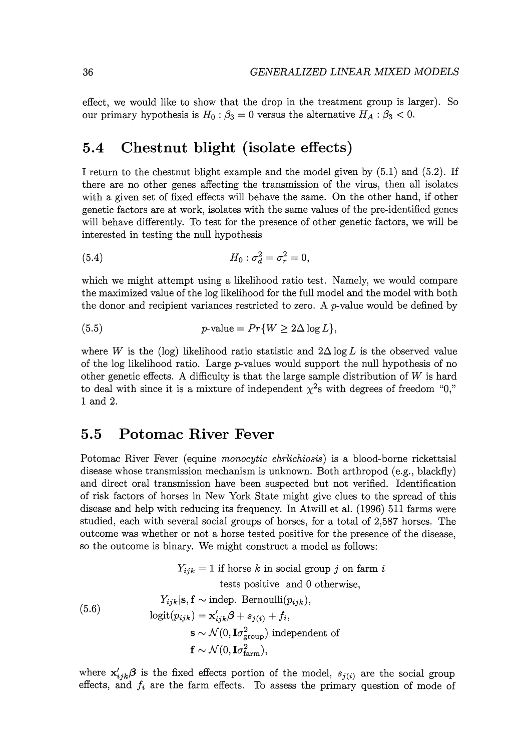effect, we would like to show that the drop in the treatment group is larger). So our primary hypothesis is $H_0 : \beta_3 = 0$ versus the alternative $H_A : \beta_3 < 0$.

## 5.4 Chestnut blight (isolate effects)

I return to the chestnut blight example and the model given by (5.1) and (5.2). If there are no other genes affecting the transmission of the virus, then all isolates with a given set of fixed effects will behave the same. On the other hand, if other genetic factors are at work, isolates with the same values of the pre-identified genes will behave differently. To test for the presence of other genetic factors, we will be interested in testing the null hypothesis

$$H_0 : \sigma_d^2 = \sigma_r^2 = 0, \tag{5.4}$$

which we might attempt using a likelihood ratio test. Namely, we would compare the maximized value of the log likelihood for the full model and the model with both the donor and recipient variances restricted to zero. A $p$-value would be defined by

$$p\text{-value} = Pr\{W \geq 2\Delta \log L\}, \tag{5.5}$$

where $W$ is the (log) likelihood ratio statistic and $2\Delta \log L$ is the observed value of the log likelihood ratio. Large $p$-values would support the null hypothesis of no other genetic effects. A difficulty is that the large sample distribution of $W$ is hard to deal with since it is a mixture of independent $\chi^2$s with degrees of freedom "0," 1 and 2.

## 5.5 Potomac River Fever

Potomac River Fever (equine *monocytic ehrlichiosis*) is a blood-borne rickettsial disease whose transmission mechanism is unknown. Both arthropod (e.g., blackfly) and direct oral transmission have been suspected but not verified. Identification of risk factors of horses in New York State might give clues to the spread of this disease and help with reducing its frequency. In Atwill et al. (1996) 511 farms were studied, each with several social groups of horses, for a total of 2,587 horses. The outcome was whether or not a horse tested positive for the presence of the disease, so the outcome is binary. We might construct a model as follows:

$$\begin{aligned}
Y_{ijk} &= 1 \text{ if horse } k \text{ in social group } j \text{ on farm } i \\
&\qquad \text{tests positive and 0 otherwise,} \\
Y_{ijk}|\mathbf{s}, \mathbf{f} &\sim \text{indep. Bernoulli}(p_{ijk}), \\
\text{logit}(p_{ijk}) &= \mathbf{x}_{ijk}'\boldsymbol{\beta} + s_{j(i)} + f_i, \\
\mathbf{s} &\sim \mathcal{N}(0, \mathbf{I}\sigma_{\text{group}}^2) \text{ independent of} \\
\mathbf{f} &\sim \mathcal{N}(0, \mathbf{I}\sigma_{\text{farm}}^2),
\end{aligned} \tag{5.6}$$

where $\mathbf{x}_{ijk}'\boldsymbol{\beta}$ is the fixed effects portion of the model, $s_{j(i)}$ are the social group effects, and $f_i$ are the farm effects. To assess the primary question of mode of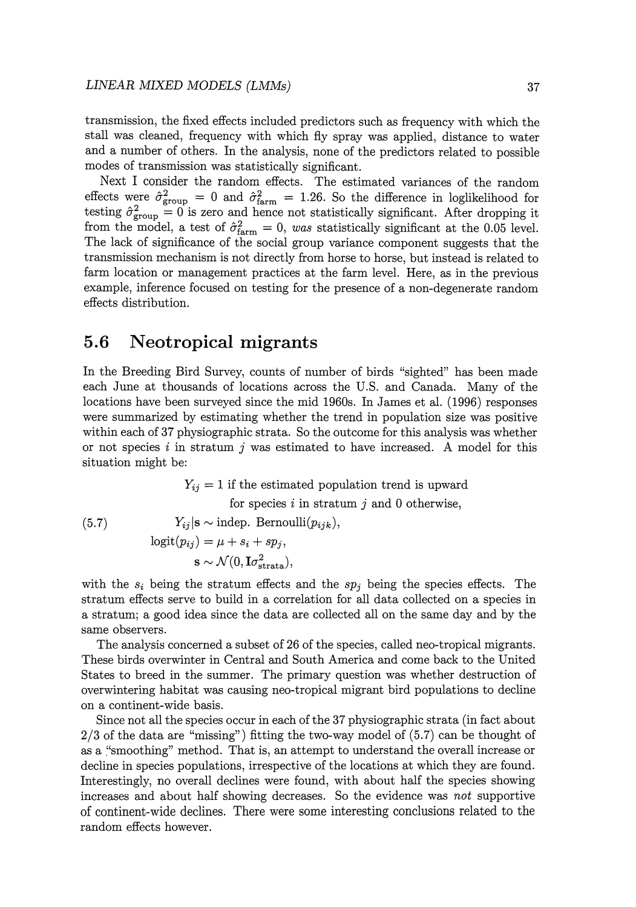transmission, the fixed effects included predictors such as frequency with which the stall was cleaned, frequency with which fly spray was applied, distance to water and a number of others. In the analysis, none of the predictors related to possible modes of transmission was statistically significant.

Next I consider the random effects. The estimated variances of the random effects were $\hat{\sigma}^2_{\text{group}} = 0$ and $\hat{\sigma}^2_{\text{farm}} = 1.26$. So the difference in loglikelihood for testing $\hat{\sigma}^2_{\text{group}} = 0$ is zero and hence not statistically significant. After dropping it from the model, a test of $\hat{\sigma}^2_{\text{farm}} = 0$, *was* statistically significant at the 0.05 level. The lack of significance of the social group variance component suggests that the transmission mechanism is not directly from horse to horse, but instead is related to farm location or management practices at the farm level. Here, as in the previous example, inference focused on testing for the presence of a non-degenerate random effects distribution.

## 5.6 Neotropical migrants

In the Breeding Bird Survey, counts of number of birds "sighted" has been made each June at thousands of locations across the U.S. and Canada. Many of the locations have been surveyed since the mid 1960s. In James et al. (1996) responses were summarized by estimating whether the trend in population size was positive within each of 37 physiographic strata. So the outcome for this analysis was whether or not species $i$ in stratum $j$ was estimated to have increased. A model for this situation might be:

$$
\begin{aligned}
Y_{ij} &= 1 \text{ if the estimated population trend is upward} \\
&\qquad \text{for species } i \text{ in stratum } j \text{ and 0 otherwise,} \\
Y_{ij}|\mathbf{s} &\sim \text{indep. Bernoulli}(p_{ijk}), \\
\text{logit}(p_{ij}) &= \mu + s_i + sp_j, \\
\mathbf{s} &\sim \mathcal{N}(0, \mathbf{I}\sigma^2_{\text{strata}}),
\end{aligned}
\tag{5.7}
$$

with the $s_i$ being the stratum effects and the $sp_j$ being the species effects. The stratum effects serve to build in a correlation for all data collected on a species in a stratum; a good idea since the data are collected all on the same day and by the same observers.

The analysis concerned a subset of 26 of the species, called neo-tropical migrants. These birds overwinter in Central and South America and come back to the United States to breed in the summer. The primary question was whether destruction of overwintering habitat was causing neo-tropical migrant bird populations to decline on a continent-wide basis.

Since not all the species occur in each of the 37 physiographic strata (in fact about 2/3 of the data are "missing") fitting the two-way model of (5.7) can be thought of as a "smoothing" method. That is, an attempt to understand the overall increase or decline in species populations, irrespective of the locations at which they are found. Interestingly, no overall declines were found, with about half the species showing increases and about half showing decreases. So the evidence was *not* supportive of continent-wide declines. There were some interesting conclusions related to the random effects however.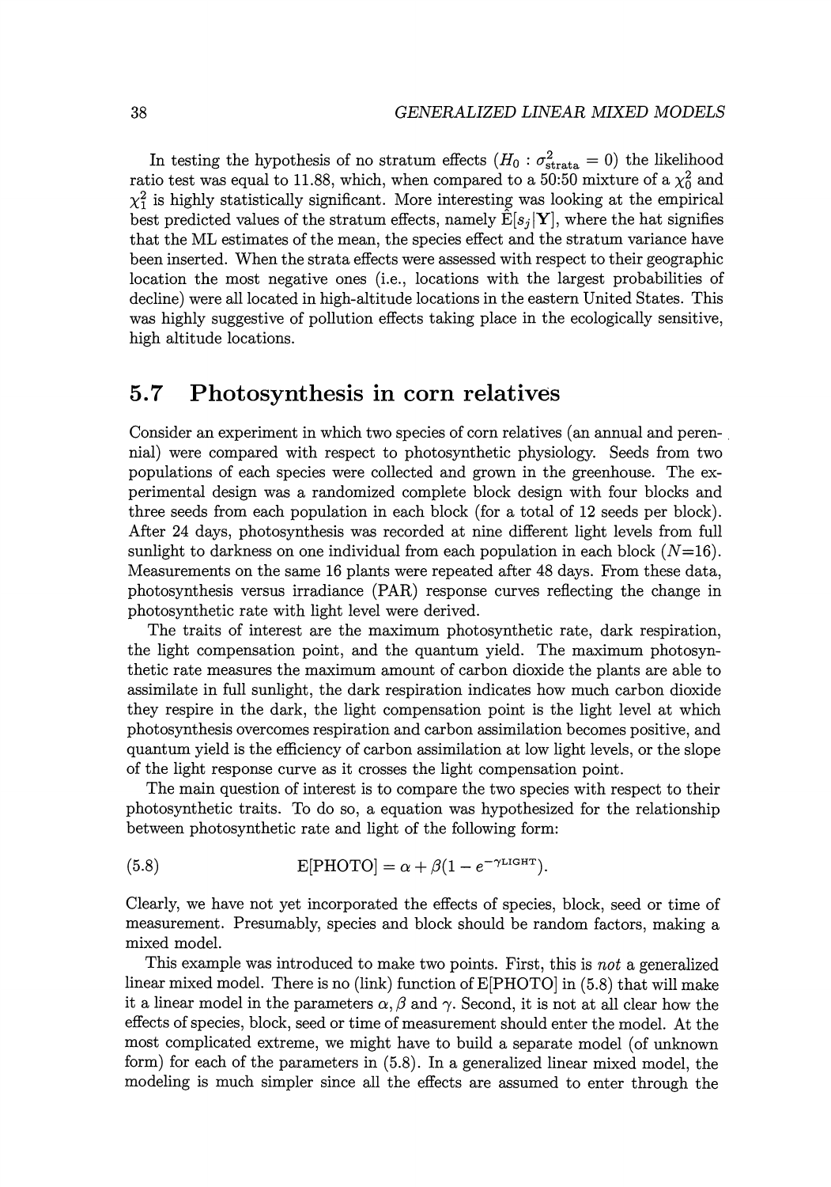In testing the hypothesis of no stratum effects ($H_0 : \sigma^2_{\text{strata}} = 0$) the likelihood ratio test was equal to 11.88, which, when compared to a 50:50 mixture of a $\chi^2_0$ and $\chi^2_1$ is highly statistically significant. More interesting was looking at the empirical best predicted values of the stratum effects, namely $\hat{\text{E}}[s_j|\mathbf{Y}]$, where the hat signifies that the ML estimates of the mean, the species effect and the stratum variance have been inserted. When the strata effects were assessed with respect to their geographic location the most negative ones (i.e., locations with the largest probabilities of decline) were all located in high-altitude locations in the eastern United States. This was highly suggestive of pollution effects taking place in the ecologically sensitive, high altitude locations.

## 5.7 Photosynthesis in corn relatives

Consider an experiment in which two species of corn relatives (an annual and perennial) were compared with respect to photosynthetic physiology. Seeds from two populations of each species were collected and grown in the greenhouse. The experimental design was a randomized complete block design with four blocks and three seeds from each population in each block (for a total of 12 seeds per block). After 24 days, photosynthesis was recorded at nine different light levels from full sunlight to darkness on one individual from each population in each block ($N$=16). Measurements on the same 16 plants were repeated after 48 days. From these data, photosynthesis versus irradiance (PAR) response curves reflecting the change in photosynthetic rate with light level were derived.

The traits of interest are the maximum photosynthetic rate, dark respiration, the light compensation point, and the quantum yield. The maximum photosynthetic rate measures the maximum amount of carbon dioxide the plants are able to assimilate in full sunlight, the dark respiration indicates how much carbon dioxide they respire in the dark, the light compensation point is the light level at which photosynthesis overcomes respiration and carbon assimilation becomes positive, and quantum yield is the efficiency of carbon assimilation at low light levels, or the slope of the light response curve as it crosses the light compensation point.

The main question of interest is to compare the two species with respect to their photosynthetic traits. To do so, a equation was hypothesized for the relationship between photosynthetic rate and light of the following form:

$$\text{E[PHOTO]} = \alpha + \beta(1 - e^{-\gamma \text{LIGHT}}). \tag{5.8}$$

Clearly, we have not yet incorporated the effects of species, block, seed or time of measurement. Presumably, species and block should be random factors, making a mixed model.

This example was introduced to make two points. First, this is *not* a generalized linear mixed model. There is no (link) function of E[PHOTO] in (5.8) that will make it a linear model in the parameters $\alpha, \beta$ and $\gamma$. Second, it is not at all clear how the effects of species, block, seed or time of measurement should enter the model. At the most complicated extreme, we might have to build a separate model (of unknown form) for each of the parameters in (5.8). In a generalized linear mixed model, the modeling is much simpler since all the effects are assumed to enter through the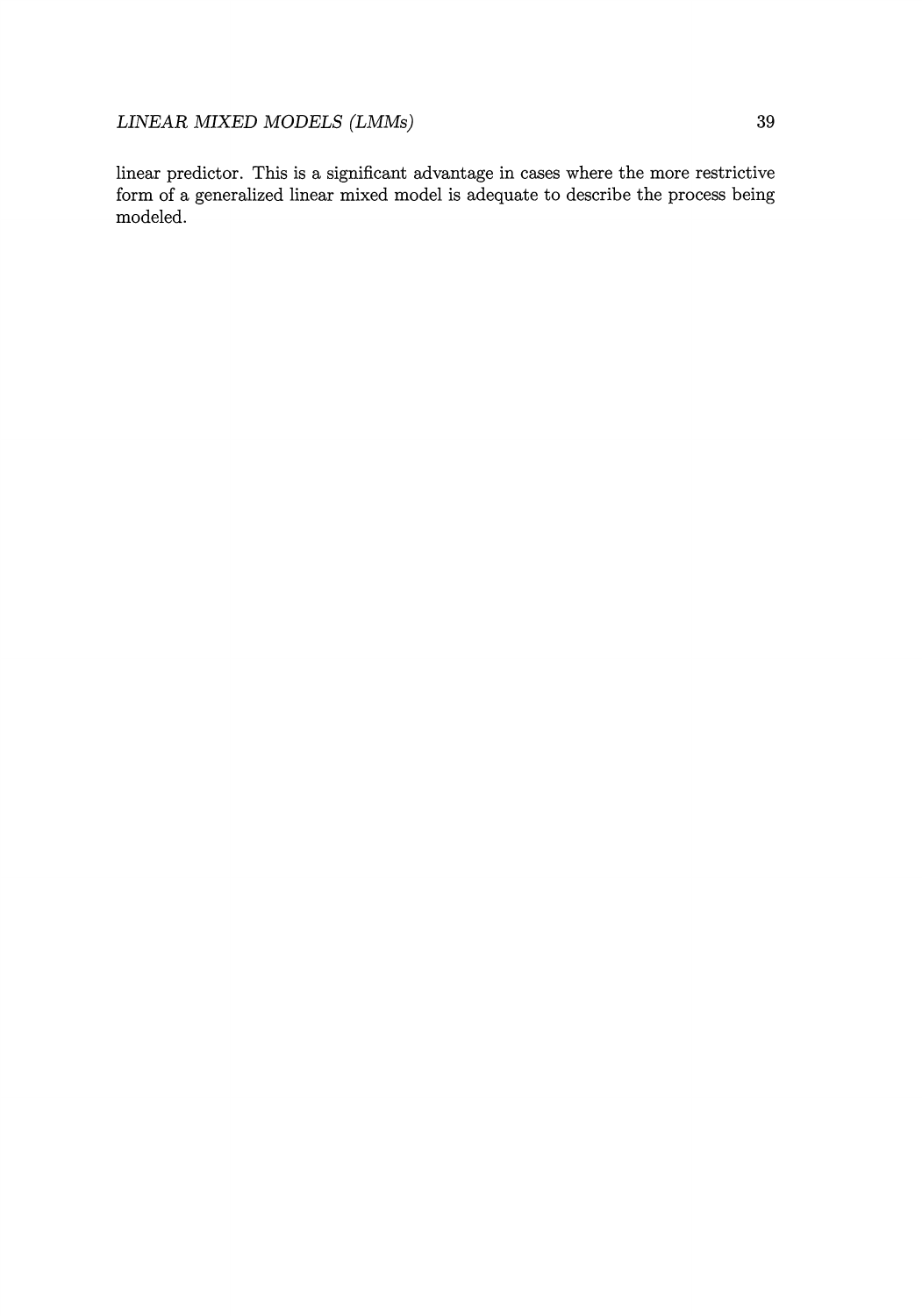linear predictor. This is a significant advantage in cases where the more restrictive form of a generalized linear mixed model is adequate to describe the process being modeled.